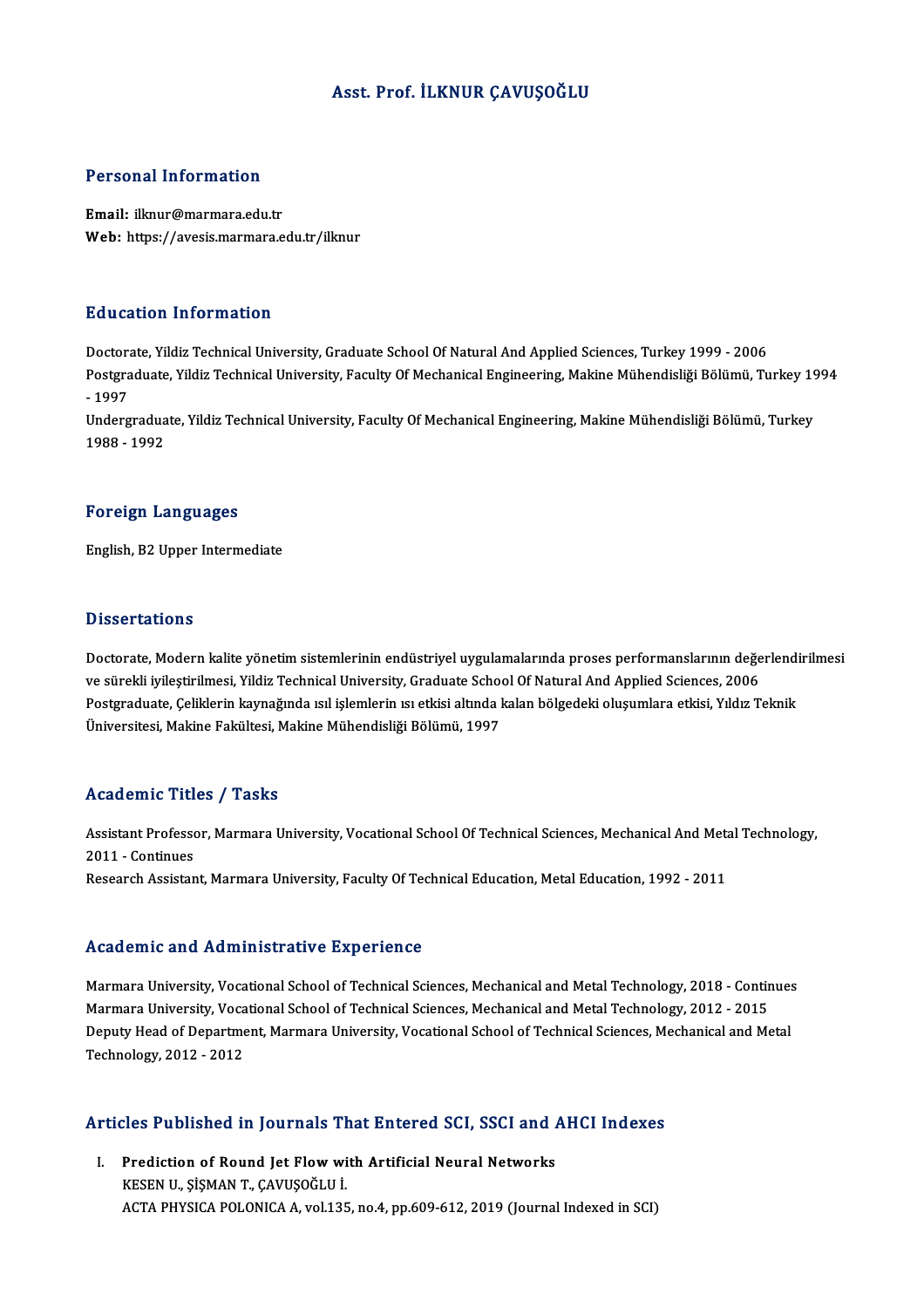# Asst. Prof. İLKNUR ÇAVUŞOĞLU

## Personal Information

**Email:** ilknur@marmara.edu.tr
**Web:** https://avesis.marmara.edu.tr/ilknur

## Education Information

Doctorate, Yildiz Technical University, Graduate School Of Natural And Applied Sciences, Turkey 1999 - 2006
Postgraduate, Yildiz Technical University, Faculty Of Mechanical Engineering, Makine Mühendisliği Bölümü, Turkey 1994 - 1997
Undergraduate, Yildiz Technical University, Faculty Of Mechanical Engineering, Makine Mühendisliği Bölümü, Turkey 1988 - 1992

## Foreign Languages

English, B2 Upper Intermediate

## Dissertations

Doctorate, Modern kalite yönetim sistemlerinin endüstriyel uygulamalarında proses performanslarının değerlendirilmesi ve sürekli iyileştirilmesi, Yildiz Technical University, Graduate School Of Natural And Applied Sciences, 2006
Postgraduate, Çeliklerin kaynağında ısıl işlemlerin ısı etkisi altında kalan bölgedeki oluşumlara etkisi, Yıldız Teknik Üniversitesi, Makine Fakültesi, Makine Mühendisliği Bölümü, 1997

## Academic Titles / Tasks

Assistant Professor, Marmara University, Vocational School Of Technical Sciences, Mechanical And Metal Technology, 2011 - Continues
Research Assistant, Marmara University, Faculty Of Technical Education, Metal Education, 1992 - 2011

## Academic and Administrative Experience

Marmara University, Vocational School of Technical Sciences, Mechanical and Metal Technology, 2018 - Continues
Marmara University, Vocational School of Technical Sciences, Mechanical and Metal Technology, 2012 - 2015
Deputy Head of Department, Marmara University, Vocational School of Technical Sciences, Mechanical and Metal Technology, 2012 - 2012

## Articles Published in Journals That Entered SCI, SSCI and AHCI Indexes

I. **Prediction of Round Jet Flow with Artificial Neural Networks**
KESEN U., ŞİŞMAN T., ÇAVUŞOĞLU İ.
ACTA PHYSICA POLONICA A, vol.135, no.4, pp.609-612, 2019 (Journal Indexed in SCI)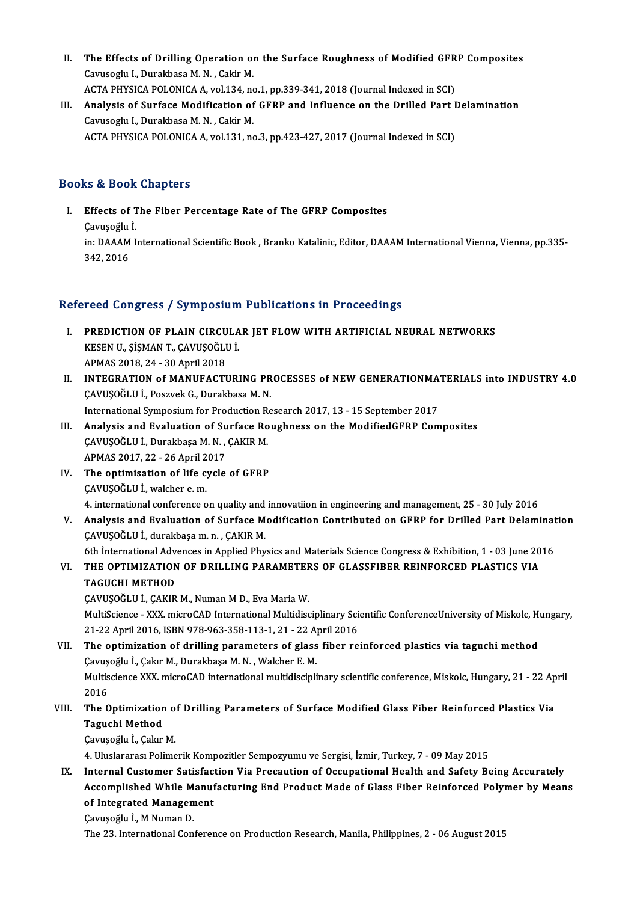II. **The Effects of Drilling Operation on the Surface Roughness of Modified GFRP Composites**
Cavusoglu I., Durakbasa M. N. , Cakir M.
ACTA PHYSICA POLONICA A, vol.134, no.1, pp.339-341, 2018 (Journal Indexed in SCI)

III. **Analysis of Surface Modification of GFRP and Influence on the Drilled Part Delamination**
Cavusoglu I., Durakbasa M. N. , Cakir M.
ACTA PHYSICA POLONICA A, vol.131, no.3, pp.423-427, 2017 (Journal Indexed in SCI)

## Books & Book Chapters

I. **Effects of The Fiber Percentage Rate of The GFRP Composites**
Çavuşoğlu İ.
in: DAAAM International Scientific Book , Branko Katalinic, Editor, DAAAM International Vienna, Vienna, pp.335-342, 2016

## Refereed Congress / Symposium Publications in Proceedings

I. **PREDICTION OF PLAIN CIRCULAR JET FLOW WITH ARTIFICIAL NEURAL NETWORKS**
KESEN U., ŞİŞMAN T., ÇAVUŞOĞLU İ.
APMAS 2018, 24 - 30 April 2018

II. **INTEGRATION of MANUFACTURING PROCESSES of NEW GENERATIONMATERIALS into INDUSTRY 4.0**
ÇAVUŞOĞLU İ., Poszvek G., Durakbasa M. N.
International Symposium for Production Research 2017, 13 - 15 September 2017

III. **Analysis and Evaluation of Surface Roughness on the ModifiedGFRP Composites**
ÇAVUŞOĞLU İ., Durakbaşa M. N. , ÇAKIR M.
APMAS 2017, 22 - 26 April 2017

IV. **The optimisation of life cycle of GFRP**
ÇAVUŞOĞLU İ., walcher e. m.
4. international conference on quality and innovatiion in engineering and management, 25 - 30 July 2016

V. **Analysis and Evaluation of Surface Modification Contributed on GFRP for Drilled Part Delamination**
ÇAVUŞOĞLU İ., durakbaşa m. n. , ÇAKIR M.
6th İnternational Advences in Applied Physics and Materials Science Congress & Exhibition, 1 - 03 June 2016

VI. **THE OPTIMIZATION OF DRILLING PARAMETERS OF GLASSFIBER REINFORCED PLASTICS VIA TAGUCHI METHOD**
ÇAVUŞOĞLU İ., ÇAKIR M., Numan M D., Eva Maria W.
MultiScience - XXX. microCAD International Multidisciplinary Scientific ConferenceUniversity of Miskolc, Hungary, 21-22 April 2016, ISBN 978-963-358-113-1, 21 - 22 April 2016

VII. **The optimization of drilling parameters of glass fiber reinforced plastics via taguchi method**
Çavuşoğlu İ., Çakır M., Durakbaşa M. N. , Walcher E. M.
Multiscience XXX. microCAD international multidisciplinary scientific conference, Miskolc, Hungary, 21 - 22 April 2016

VIII. **The Optimization of Drilling Parameters of Surface Modified Glass Fiber Reinforced Plastics Via Taguchi Method**
Çavuşoğlu İ., Çakır M.
4. Uluslararası Polimerik Kompozitler Sempozyumu ve Sergisi, İzmir, Turkey, 7 - 09 May 2015

IX. **Internal Customer Satisfaction Via Precaution of Occupational Health and Safety Being Accurately Accomplished While Manufacturing End Product Made of Glass Fiber Reinforced Polymer by Means of Integrated Management**
Çavuşoğlu İ., M Numan D.
The 23. International Conference on Production Research, Manila, Philippines, 2 - 06 August 2015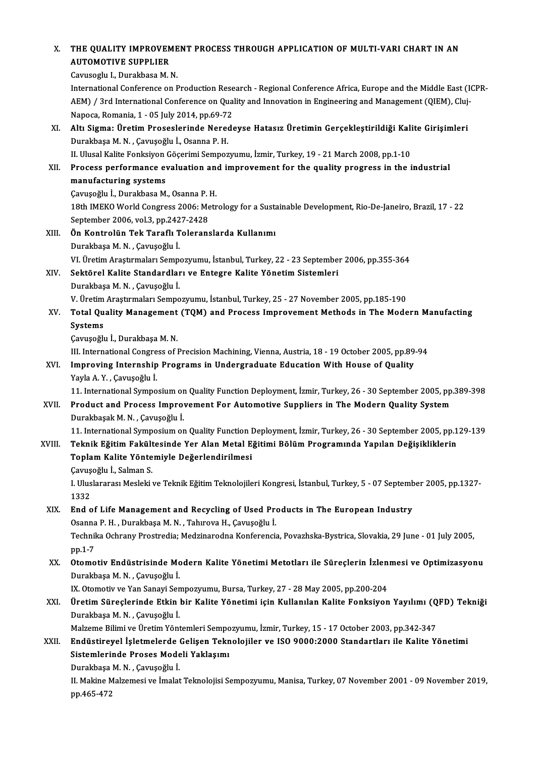X. **THE QUALITY IMPROVEMENT PROCESS THROUGH APPLICATION OF MULTI-VARI CHART IN AN AUTOMOTIVE SUPPLIER**
Cavusoglu I., Durakbasa M. N.
International Conference on Production Research - Regional Conference Africa, Europe and the Middle East (ICPR-AEM) / 3rd International Conference on Quality and Innovation in Engineering and Management (QIEM), Cluj-Napoca, Romania, 1 - 05 July 2014, pp.69-72

XI. **Altı Sigma: Üretim Proseslerinde Neredeyse Hatasız Üretimin Gerçekleştirildiği Kalite Girişimleri**
Durakbaşa M. N. , Çavuşoğlu İ., Osanna P. H.
II. Ulusal Kalite Fonksiyon Göçerimi Sempozyumu, İzmir, Turkey, 19 - 21 March 2008, pp.1-10

XII. **Process performance evaluation and improvement for the quality progress in the industrial manufacturing systems**
Çavuşoğlu İ., Durakbasa M., Osanna P. H.
18th IMEKO World Congress 2006: Metrology for a Sustainable Development, Rio-De-Janeiro, Brazil, 17 - 22 September 2006, vol.3, pp.2427-2428

XIII. **Ön Kontrolün Tek Taraflı Toleranslarda Kullanımı**
Durakbaşa M. N. , Çavuşoğlu İ.
VI. Üretim Araştırmaları Sempozyumu, İstanbul, Turkey, 22 - 23 September 2006, pp.355-364

XIV. **Sektörel Kalite Standardları ve Entegre Kalite Yönetim Sistemleri**
Durakbaşa M. N. , Çavuşoğlu İ.
V. Üretim Araştırmaları Sempozyumu, İstanbul, Turkey, 25 - 27 November 2005, pp.185-190

XV. **Total Quality Management (TQM) and Process Improvement Methods in The Modern Manufacting Systems**
Çavuşoğlu İ., Durakbaşa M. N.
III. International Congress of Precision Machining, Vienna, Austria, 18 - 19 October 2005, pp.89-94

XVI. **Improving Internship Programs in Undergraduate Education With House of Quality**
Yayla A. Y. , Çavuşoğlu İ.
11. International Symposium on Quality Function Deployment, İzmir, Turkey, 26 - 30 September 2005, pp.389-398

XVII. **Product and Process Improvement For Automotive Suppliers in The Modern Quality System**
Durakbaşak M. N. , Çavuşoğlu İ.
11. International Symposium on Quality Function Deployment, İzmir, Turkey, 26 - 30 September 2005, pp.129-139

XVIII. **Teknik Eğitim Fakültesinde Yer Alan Metal Eğitimi Bölüm Programında Yapılan Değişikliklerin Toplam Kalite Yöntemiyle Değerlendirilmesi**
Çavuşoğlu İ., Salman S.
I. Uluslararası Mesleki ve Teknik Eğitim Teknolojileri Kongresi, İstanbul, Turkey, 5 - 07 September 2005, pp.1327-1332

XIX. **End of Life Management and Recycling of Used Products in The European Industry**
Osanna P. H. , Durakbaşa M. N. , Tahırova H., Çavuşoğlu İ.
Technika Ochrany Prostredia; Medzinarodna Konferencia, Povazhska-Bystrica, Slovakia, 29 June - 01 July 2005, pp.1-7

XX. **Otomotiv Endüstrisinde Modern Kalite Yönetimi Metotları ile Süreçlerin İzlenmesi ve Optimizasyonu**
Durakbaşa M. N. , Çavuşoğlu İ.
IX. Otomotiv ve Yan Sanayi Sempozyumu, Bursa, Turkey, 27 - 28 May 2005, pp.200-204

XXI. **Üretim Süreçlerinde Etkin bir Kalite Yönetimi için Kullanılan Kalite Fonksiyon Yayılımı (QFD) Tekniği**
Durakbaşa M. N. , Çavuşoğlu İ.
Malzeme Bilimi ve Üretim Yöntemleri Sempozyumu, İzmir, Turkey, 15 - 17 October 2003, pp.342-347

XXII. **Endüstireyel İşletmelerde Gelişen Teknolojiler ve ISO 9000:2000 Standartları ile Kalite Yönetimi Sistemlerinde Proses Modeli Yaklaşımı**
Durakbaşa M. N. , Çavuşoğlu İ.
II. Makine Malzemesi ve İmalat Teknolojisi Sempozyumu, Manisa, Turkey, 07 November 2001 - 09 November 2019, pp.465-472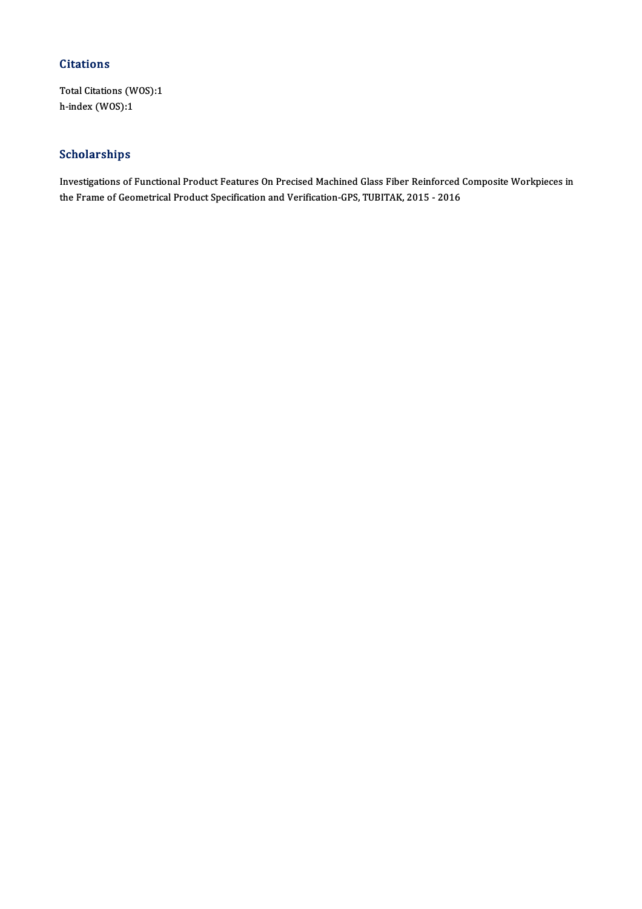## Citations

Total Citations (WOS):1
h-index (WOS):1

## Scholarships

Investigations of Functional Product Features On Precised Machined Glass Fiber Reinforced Composite Workpieces in the Frame of Geometrical Product Specification and Verification-GPS, TUBITAK, 2015 - 2016